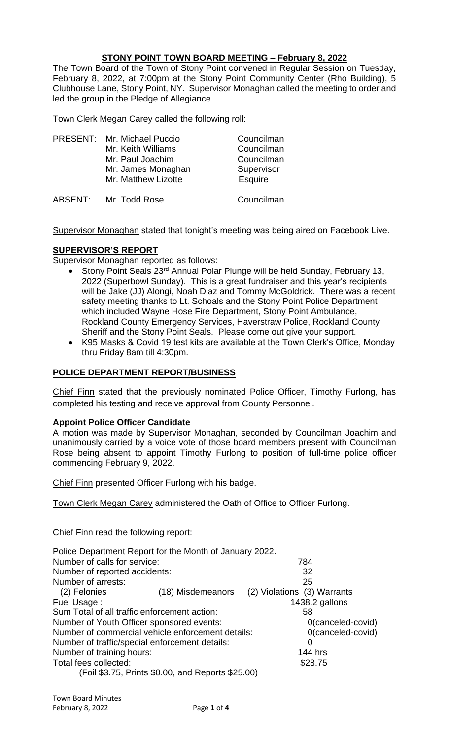# STONY POINT TOWN BOARD MEETING – February 8, 2022

The Town Board of the Town of Stony Point convened in Regular Session on Tuesday, February 8, 2022, at 7:00pm at the Stony Point Community Center (Rho Building), 5 Clubhouse Lane, Stony Point, NY. Supervisor Monaghan called the meeting to order and led the group in the Pledge of Allegiance.

Town Clerk Megan Carey called the following roll:

| | | |
|---|---|---|
| PRESENT: | Mr. Michael Puccio | Councilman |
| | Mr. Keith Williams | Councilman |
| | Mr. Paul Joachim | Councilman |
| | Mr. James Monaghan | Supervisor |
| | Mr. Matthew Lizotte | Esquire |
| ABSENT: | Mr. Todd Rose | Councilman |

Supervisor Monaghan stated that tonight's meeting was being aired on Facebook Live.

## SUPERVISOR'S REPORT

Supervisor Monaghan reported as follows:

- Stony Point Seals 23rd Annual Polar Plunge will be held Sunday, February 13, 2022 (Superbowl Sunday). This is a great fundraiser and this year's recipients will be Jake (JJ) Alongi, Noah Diaz and Tommy McGoldrick. There was a recent safety meeting thanks to Lt. Schoals and the Stony Point Police Department which included Wayne Hose Fire Department, Stony Point Ambulance, Rockland County Emergency Services, Haverstraw Police, Rockland County Sheriff and the Stony Point Seals. Please come out give your support.
- K95 Masks & Covid 19 test kits are available at the Town Clerk's Office, Monday thru Friday 8am till 4:30pm.

## POLICE DEPARTMENT REPORT/BUSINESS

Chief Finn stated that the previously nominated Police Officer, Timothy Furlong, has completed his testing and receive approval from County Personnel.

### Appoint Police Officer Candidate

A motion was made by Supervisor Monaghan, seconded by Councilman Joachim and unanimously carried by a voice vote of those board members present with Councilman Rose being absent to appoint Timothy Furlong to position of full-time police officer commencing February 9, 2022.

Chief Finn presented Officer Furlong with his badge.

Town Clerk Megan Carey administered the Oath of Office to Officer Furlong.

Chief Finn read the following report:

Police Department Report for the Month of January 2022.

| | |
|---|---|
| Number of calls for service: | 784 |
| Number of reported accidents: | 32 |
| Number of arrests: | 25 |
| (2) Felonies (18) Misdemeanors (2) Violations (3) Warrants | |
| Fuel Usage : | 1438.2 gallons |
| Sum Total of all traffic enforcement action: | 58 |
| Number of Youth Officer sponsored events: | 0(canceled-covid) |
| Number of commercial vehicle enforcement details: | 0(canceled-covid) |
| Number of traffic/special enforcement details: | 0 |
| Number of training hours: | 144 hrs |
| Total fees collected: | $28.75 |
| (Foil $3.75, Prints $0.00, and Reports $25.00) | |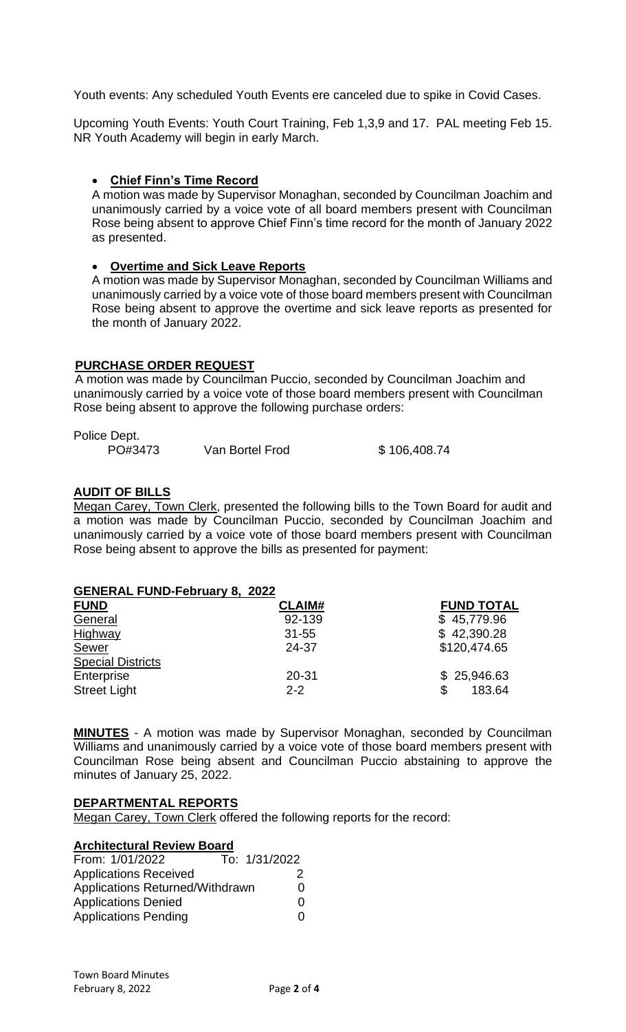Youth events: Any scheduled Youth Events ere canceled due to spike in Covid Cases.

Upcoming Youth Events: Youth Court Training, Feb 1,3,9 and 17. PAL meeting Feb 15. NR Youth Academy will begin in early March.

- **Chief Finn's Time Record**

A motion was made by Supervisor Monaghan, seconded by Councilman Joachim and unanimously carried by a voice vote of all board members present with Councilman Rose being absent to approve Chief Finn's time record for the month of January 2022 as presented.

- **Overtime and Sick Leave Reports**

A motion was made by Supervisor Monaghan, seconded by Councilman Williams and unanimously carried by a voice vote of those board members present with Councilman Rose being absent to approve the overtime and sick leave reports as presented for the month of January 2022.

**PURCHASE ORDER REQUEST**

A motion was made by Councilman Puccio, seconded by Councilman Joachim and unanimously carried by a voice vote of those board members present with Councilman Rose being absent to approve the following purchase orders:

Police Dept.

| PO#3473 | Van Bortel Frod | $ 106,408.74 |
|---|---|---|

**AUDIT OF BILLS**

Megan Carey, Town Clerk, presented the following bills to the Town Board for audit and a motion was made by Councilman Puccio, seconded by Councilman Joachim and unanimously carried by a voice vote of those board members present with Councilman Rose being absent to approve the bills as presented for payment:

**GENERAL FUND-February 8, 2022**

| FUND | CLAIM# | FUND TOTAL |
|---|---|---|
| General | 92-139 | $ 45,779.96 |
| Highway | 31-55 | $ 42,390.28 |
| Sewer | 24-37 | $120,474.65 |
| Special Districts | | |
| Enterprise | 20-31 | $ 25,946.63 |
| Street Light | 2-2 | $ 183.64 |

**MINUTES** - A motion was made by Supervisor Monaghan, seconded by Councilman Williams and unanimously carried by a voice vote of those board members present with Councilman Rose being absent and Councilman Puccio abstaining to approve the minutes of January 25, 2022.

**DEPARTMENTAL REPORTS**

Megan Carey, Town Clerk offered the following reports for the record:

**Architectural Review Board**

| From: 1/01/2022 | To: 1/31/2022 |
|---|---|
| Applications Received | 2 |
| Applications Returned/Withdrawn | 0 |
| Applications Denied | 0 |
| Applications Pending | 0 |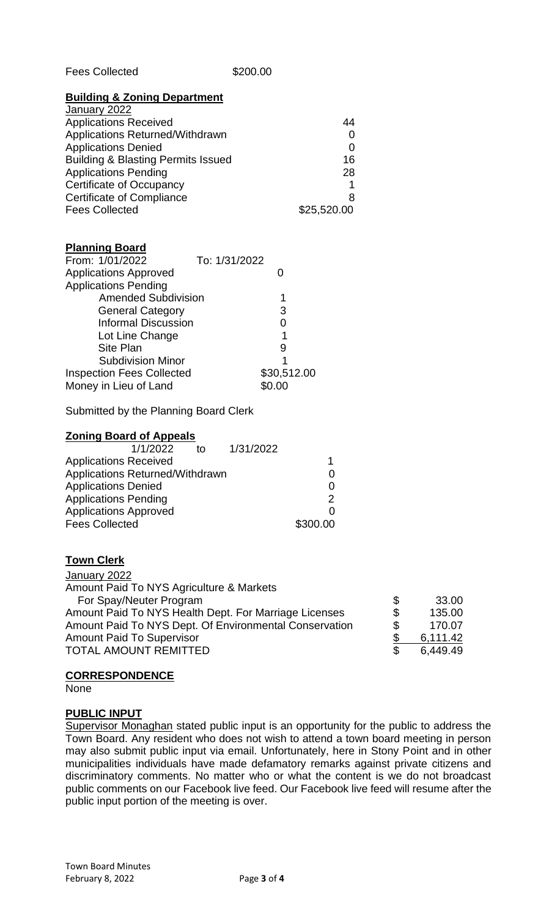| Fees Collected | $200.00 |
|---|---|

**Building & Zoning Department**

January 2022

| | |
|---|---|
| Applications Received | 44 |
| Applications Returned/Withdrawn | 0 |
| Applications Denied | 0 |
| Building & Blasting Permits Issued | 16 |
| Applications Pending | 28 |
| Certificate of Occupancy | 1 |
| Certificate of Compliance | 8 |
| Fees Collected | $25,520.00 |

**Planning Board**

| From: 1/01/2022 | To: 1/31/2022 |
|---|---|
| Applications Approved | 0 |
| Applications Pending | |
| Amended Subdivision | 1 |
| General Category | 3 |
| Informal Discussion | 0 |
| Lot Line Change | 1 |
| Site Plan | 9 |
| Subdivision Minor | 1 |
| Inspection Fees Collected | $30,512.00 |
| Money in Lieu of Land | $0.00 |

Submitted by the Planning Board Clerk

**Zoning Board of Appeals**

1/1/2022 to 1/31/2022

| | |
|---|---|
| Applications Received | 1 |
| Applications Returned/Withdrawn | 0 |
| Applications Denied | 0 |
| Applications Pending | 2 |
| Applications Approved | 0 |
| Fees Collected | $300.00 |

**Town Clerk**

January 2022

| | | |
|---|---|---|
| Amount Paid To NYS Agriculture & Markets For Spay/Neuter Program | $ | 33.00 |
| Amount Paid To NYS Health Dept. For Marriage Licenses | $ | 135.00 |
| Amount Paid To NYS Dept. Of Environmental Conservation | $ | 170.07 |
| Amount Paid To Supervisor | $ | 6,111.42 |
| TOTAL AMOUNT REMITTED | $ | 6,449.49 |

**CORRESPONDENCE**

None

**PUBLIC INPUT**

Supervisor Monaghan stated public input is an opportunity for the public to address the Town Board. Any resident who does not wish to attend a town board meeting in person may also submit public input via email. Unfortunately, here in Stony Point and in other municipalities individuals have made defamatory remarks against private citizens and discriminatory comments. No matter who or what the content is we do not broadcast public comments on our Facebook live feed. Our Facebook live feed will resume after the public input portion of the meeting is over.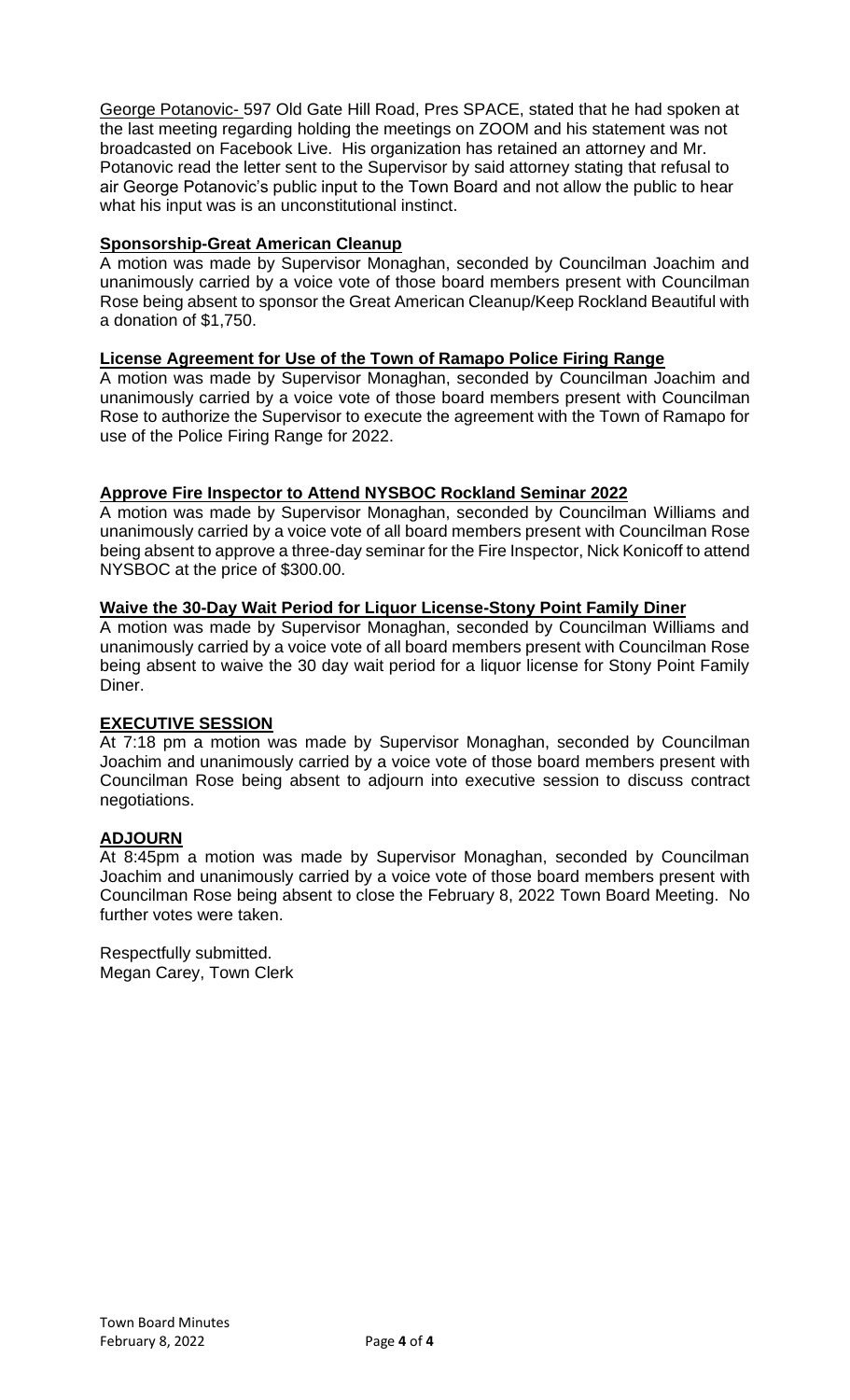<u>George Potanovic-</u> 597 Old Gate Hill Road, Pres SPACE, stated that he had spoken at the last meeting regarding holding the meetings on ZOOM and his statement was not broadcasted on Facebook Live. His organization has retained an attorney and Mr. Potanovic read the letter sent to the Supervisor by said attorney stating that refusal to air George Potanovic's public input to the Town Board and not allow the public to hear what his input was is an unconstitutional instinct.

**<u>Sponsorship-Great American Cleanup</u>**

A motion was made by Supervisor Monaghan, seconded by Councilman Joachim and unanimously carried by a voice vote of those board members present with Councilman Rose being absent to sponsor the Great American Cleanup/Keep Rockland Beautiful with a donation of $1,750.

**<u>License Agreement for Use of the Town of Ramapo Police Firing Range</u>**

A motion was made by Supervisor Monaghan, seconded by Councilman Joachim and unanimously carried by a voice vote of those board members present with Councilman Rose to authorize the Supervisor to execute the agreement with the Town of Ramapo for use of the Police Firing Range for 2022.

**<u>Approve Fire Inspector to Attend NYSBOC Rockland Seminar 2022</u>**

A motion was made by Supervisor Monaghan, seconded by Councilman Williams and unanimously carried by a voice vote of all board members present with Councilman Rose being absent to approve a three-day seminar for the Fire Inspector, Nick Konicoff to attend NYSBOC at the price of $300.00.

**<u>Waive the 30-Day Wait Period for Liquor License-Stony Point Family Diner</u>**

A motion was made by Supervisor Monaghan, seconded by Councilman Williams and unanimously carried by a voice vote of all board members present with Councilman Rose being absent to waive the 30 day wait period for a liquor license for Stony Point Family Diner.

**<u>EXECUTIVE SESSION</u>**

At 7:18 pm a motion was made by Supervisor Monaghan, seconded by Councilman Joachim and unanimously carried by a voice vote of those board members present with Councilman Rose being absent to adjourn into executive session to discuss contract negotiations.

**<u>ADJOURN</u>**

At 8:45pm a motion was made by Supervisor Monaghan, seconded by Councilman Joachim and unanimously carried by a voice vote of those board members present with Councilman Rose being absent to close the February 8, 2022 Town Board Meeting. No further votes were taken.

Respectfully submitted.
Megan Carey, Town Clerk